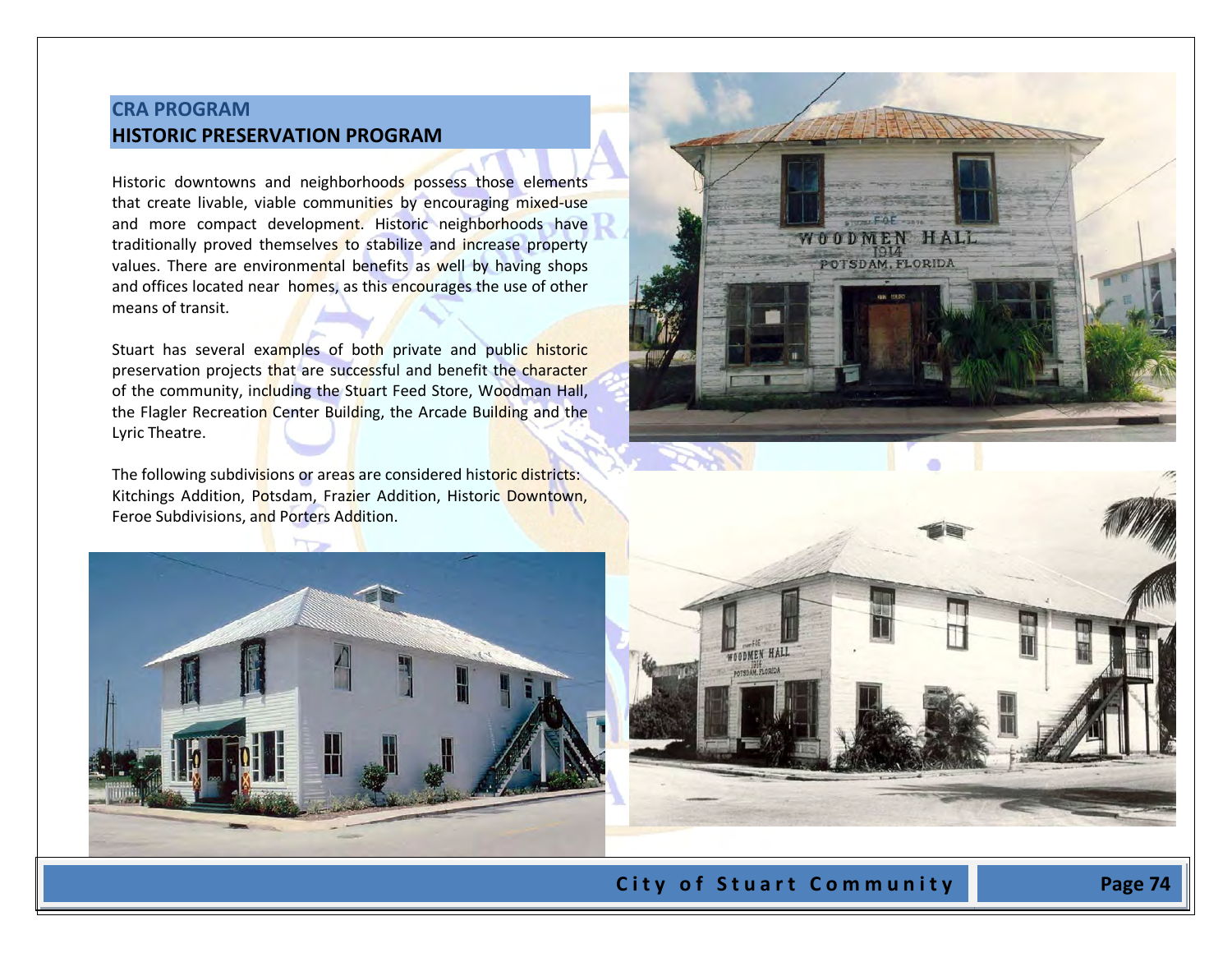## CRA PROGRAM
## HISTORIC PRESERVATION PROGRAM

Historic downtowns and neighborhoods possess those elements that create livable, viable communities by encouraging mixed-use and more compact development. Historic neighborhoods have traditionally proved themselves to stabilize and increase property values. There are environmental benefits as well by having shops and offices located near homes, as this encourages the use of other means of transit.

Stuart has several examples of both private and public historic preservation projects that are successful and benefit the character of the community, including the Stuart Feed Store, Woodman Hall, the Flagler Recreation Center Building, the Arcade Building and the Lyric Theatre.

The following subdivisions or areas are considered historic districts: Kitchings Addition, Potsdam, Frazier Addition, Historic Downtown, Feroe Subdivisions, and Porters Addition.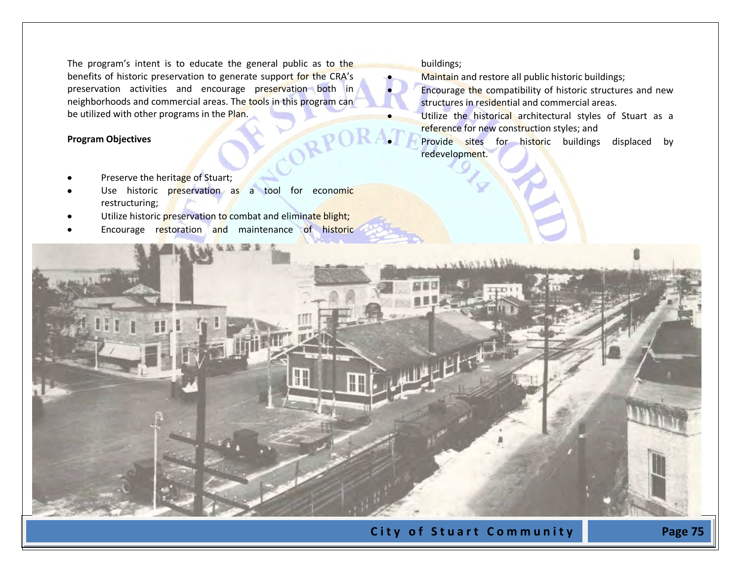The program's intent is to educate the general public as to the benefits of historic preservation to generate support for the CRA's preservation activities and encourage preservation both in neighborhoods and commercial areas. The tools in this program can be utilized with other programs in the Plan.

**Program Objectives**

- Preserve the heritage of Stuart;
- Use historic preservation as a tool for economic restructuring;
- Utilize historic preservation to combat and eliminate blight;
- Encourage restoration and maintenance of historic buildings;
- Maintain and restore all public historic buildings;
- Encourage the compatibility of historic structures and new structures in residential and commercial areas.
- Utilize the historical architectural styles of Stuart as a reference for new construction styles; and
- Provide sites for historic buildings displaced by redevelopment.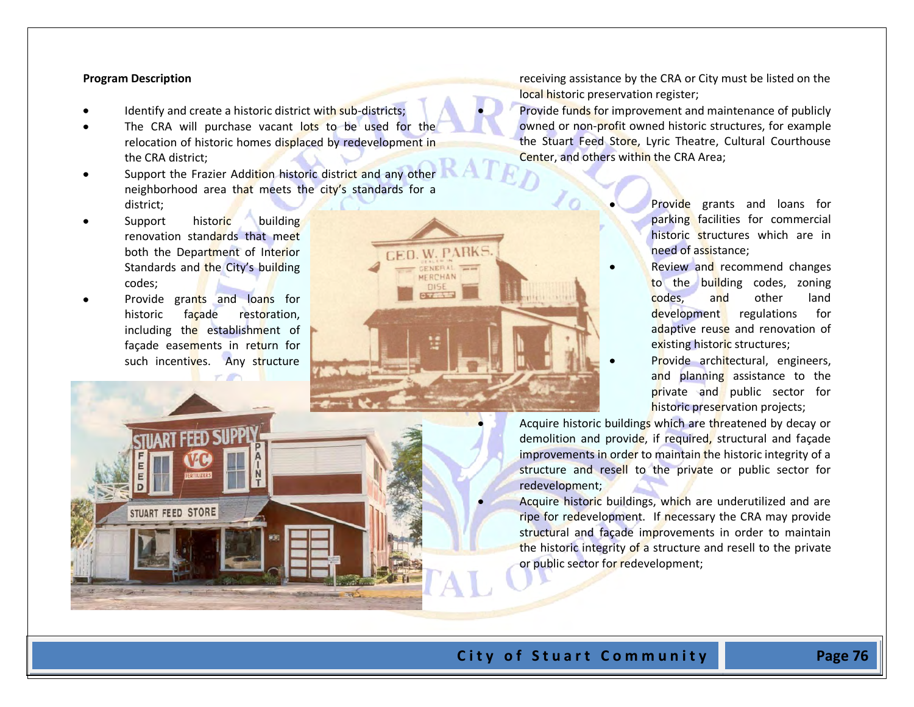**Program Description**

- Identify and create a historic district with sub-districts;
- The CRA will purchase vacant lots to be used for the relocation of historic homes displaced by redevelopment in the CRA district;
- Support the Frazier Addition historic district and any other neighborhood area that meets the city's standards for a district;
- Support historic building renovation standards that meet both the Department of Interior Standards and the City's building codes;
- Provide grants and loans for historic façade restoration, including the establishment of façade easements in return for such incentives. Any structure receiving assistance by the CRA or City must be listed on the local historic preservation register;
- Provide funds for improvement and maintenance of publicly owned or non-profit owned historic structures, for example the Stuart Feed Store, Lyric Theatre, Cultural Courthouse Center, and others within the CRA Area;
- Provide grants and loans for parking facilities for commercial historic structures which are in need of assistance;
- Review and recommend changes to the building codes, zoning codes, and other land development regulations for adaptive reuse and renovation of existing historic structures;
- Provide architectural, engineers, and planning assistance to the private and public sector for historic preservation projects;
- Acquire historic buildings which are threatened by decay or demolition and provide, if required, structural and façade improvements in order to maintain the historic integrity of a structure and resell to the private or public sector for redevelopment;
- Acquire historic buildings, which are underutilized and are ripe for redevelopment. If necessary the CRA may provide structural and façade improvements in order to maintain the historic integrity of a structure and resell to the private or public sector for redevelopment;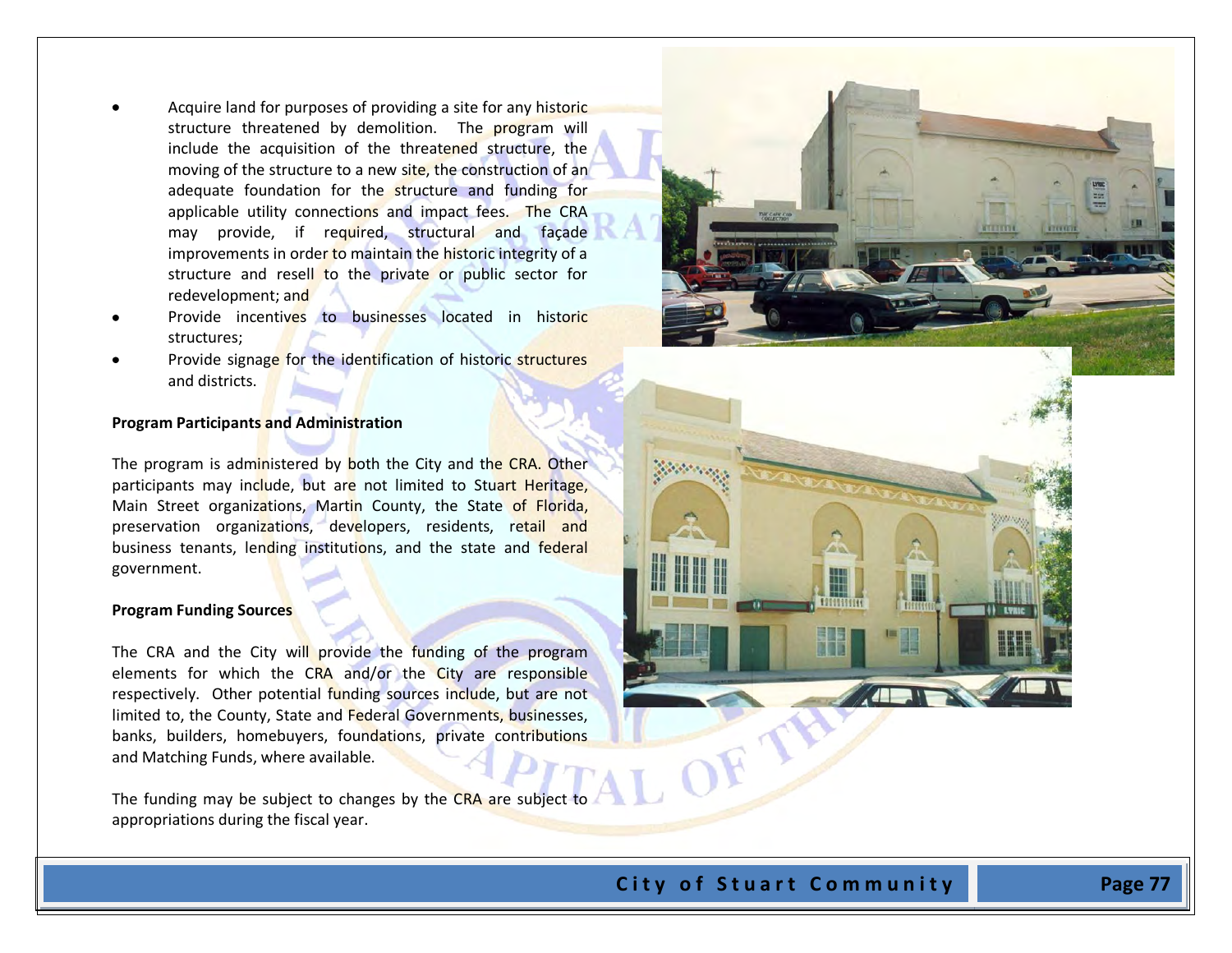- Acquire land for purposes of providing a site for any historic structure threatened by demolition. The program will include the acquisition of the threatened structure, the moving of the structure to a new site, the construction of an adequate foundation for the structure and funding for applicable utility connections and impact fees. The CRA may provide, if required, structural and façade improvements in order to maintain the historic integrity of a structure and resell to the private or public sector for redevelopment; and
- Provide incentives to businesses located in historic structures;
- Provide signage for the identification of historic structures and districts.

**Program Participants and Administration**

The program is administered by both the City and the CRA. Other participants may include, but are not limited to Stuart Heritage, Main Street organizations, Martin County, the State of Florida, preservation organizations, developers, residents, retail and business tenants, lending institutions, and the state and federal government.

**Program Funding Sources**

The CRA and the City will provide the funding of the program elements for which the CRA and/or the City are responsible respectively. Other potential funding sources include, but are not limited to, the County, State and Federal Governments, businesses, banks, builders, homebuyers, foundations, private contributions and Matching Funds, where available.

The funding may be subject to changes by the CRA are subject to appropriations during the fiscal year.